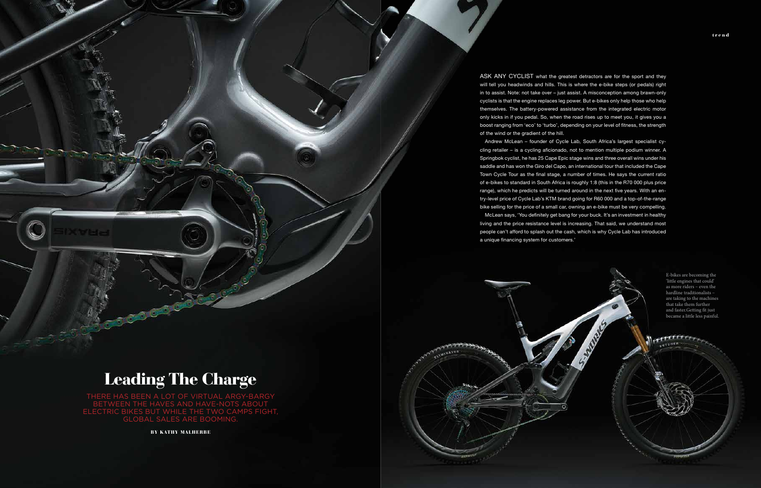# Leading The Charge

THERE HAS BEEN A LOT OF VIRTUAL ARGY-BARGY BETWEEN THE HAVES AND HAVE-NOTS ABOUT ELECTRIC BIKES BUT WHILE THE TWO CAMPS FIGHT, GLOBAL SALES ARE BOOMING.

**BY KATHY MALHERBE**

ASK ANY CYCLIST what the greatest detractors are for the sport and they will tell you headwinds and hills. This is where the e-bike steps (or pedals) right in to assist. Note: not take over – just assist. A misconception among brawn-only cyclists is that the engine replaces leg power. But e-bikes only help those who help themselves. The battery-powered assistance from the integrated electric motor only kicks in if you pedal. So, when the road rises up to meet you, it gives you a boost ranging from 'eco' to 'turbo', depending on your level of fitness, the strength of the wind or the gradient of the hill.

Andrew McLean – founder of Cycle Lab, South Africa's largest specialist cycling retailer – is a cycling aficionado, not to mention multiple podium winner. A Springbok cyclist, he has 25 Cape Epic stage wins and three overall wins under his saddle and has won the Giro del Capo, an international tour that included the Cape Town Cycle Tour as the final stage, a number of times. He says the current ratio of e-bikes to standard in South Africa is roughly 1:8 (this in the R70 000 plus price range), which he predicts will be turned around in the next five years. With an entry-level price of Cycle Lab's KTM brand going for R60 000 and a top-of-the-range bike selling for the price of a small car, owning an e-bike must be very compelling.

McLean says, 'You definitely get bang for your buck. It's an investment in healthy living and the price resistance level is increasing. That said, we understand most people can't afford to splash out the cash, which is why Cycle Lab has introduced a unique financing system for customers.'

E-bikes are becoming the 'little engines that could' as more riders – even the hardline traditionalists – are taking to the machines that take them further and faster.Getting fit just became a little less painful.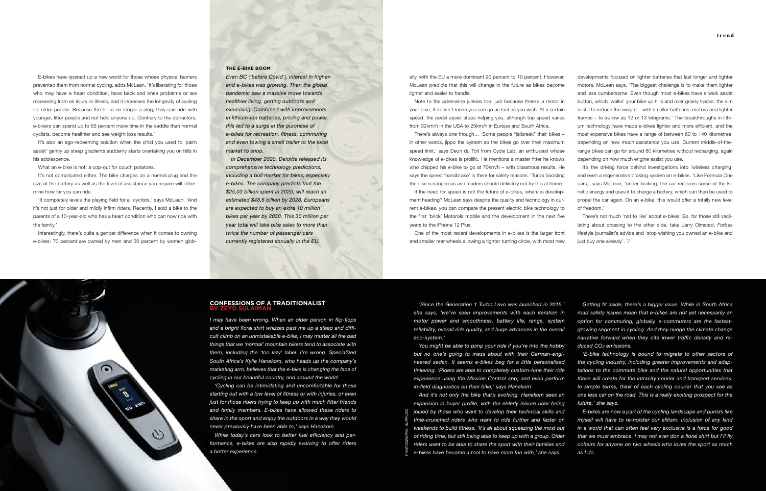E-bikes have opened up a new world for those whose physical barriers prevented them from normal cycling, adds McLean. 'It's liberating for those who may have a heart condition, have back and knee problems or are recovering from an injury or illness, and it increases the longevity of cycling for older people. Because the hill is no longer a slog, they can ride with younger, fitter people and not hold anyone up. Contrary to the detractors, e-bikers can spend up to 65 percent more time in the saddle than normal cyclists, become healthier and see weight loss results.'

It's also an ego-redeeming solution when the child you used to 'palm assist' gently up steep gradients suddenly starts overtaking you on hills in his adolescence.

What an e-bike is not: a cop-out for couch potatoes.

It's not complicated either. The bike charges on a normal plug and the size of the battery as well as the level of assistance you require will determine how far you can ride.

'It completely levels the playing field for all cyclists,' says McLean. 'And it's not just for older and mildly infirm riders. Recently, I sold a bike to the parents of a 10-year-old who has a heart condition who can now ride with the family.'

Interestingly, there's quite a gender difference when it comes to owning e-bikes: 70 percent are owned by men and 30 percent by women globally, with the EU a more dominant 90 percent to 10 percent. However, McLean predicts that this will change in the future as bikes become lighter and easier to handle.

Note to the adrenaline junkies too: just because there's a motor in your bike, it doesn't mean you can go as fast as you wish. At a certain speed, the pedal assist stops helping you, although top speed varies from 32km/h in the USA to 25km/h in Europe and South Africa.

There's always one though… 'Some people "jailbreak" their bikes – in other words, jippo the system so the bikes go over their maximum speed limit,' says Deon du Toit from Cycle Lab, an enthusiast whose knowledge of e-bikes is prolific. He mentions a master fitter he knows who chipped his e-bike to go at 70km/h – with disastrous results. He says the speed 'handbrake' is there for safety reasons. 'Turbo boosting the bike is dangerous and readers should definitely not try this at home.'

If the need for speed is not the future of e-bikes, where is development heading? McLean says despite the quality and technology in current e-bikes, you can compare the present electric bike technology to the first 'brick' Motorola mobile and the development in the next five years to the iPhone 12 Plus.

One of the most recent developments in e-bikes is the larger front and smaller rear wheels allowing a tighter turning circle, with most new developments focused on lighter batteries that last longer and lighter motors. McLean says, 'The biggest challenge is to make them lighter and less cumbersome. Even though most e-bikes have a walk assist button, which 'walks' your bike up hills and over gnarly tracks, the aim is still to reduce the weight – with smaller batteries, motors and lighter frames – to as low as 12 or 13 kilograms.' The breakthroughs in lithium technology have made e-bikes lighter and more efficient, and the most expensive bikes have a range of between 60 to 140 kilometres, depending on how much assistance you use. Current middle-of-the-range bikes can go for around 80 kilometres without recharging, again depending on how much engine assist you use.

It's the driving force behind investigations into 'wireless charging' and even a regenerative braking system on e-bikes. 'Like Formula One cars,' says McLean, 'under braking, the car recovers some of the kinetic energy and uses it to charge a battery, which can then be used to propel the car again. On an e-bike, this would offer a totally new level of freedom.'

There's not much 'not to like' about e-bikes. So, for those still vacillating about crossing to the other side, take Larry Olmsted, *Forbes* lifestyle journalist's advice and 'stop wishing you owned an e-bike and just buy one already'. ▽

### THE E-BIKE BOOM

*Even BC ('before Covid'), interest in higher-end e-bikes was growing. Then the global pandemic saw a massive move towards healthier living, getting outdoors and exercising. Combined with improvements in lithium-ion batteries, pricing and power, this led to a surge in the purchase of e-bikes for recreation, fitness, commuting and even towing a small trailer to the local market to shop.*

*In December 2020, Deloitte released its comprehensive technology predictions, including a bull market for bikes, especially e-bikes. The company predicts that the $25,03 billion spent in 2020, will reach an estimated $48,6 billion by 2028. Europeans are expected to buy an extra 10 million bikes per year by 2030. This 30 million per year total will take bike sales to more than twice the number of passenger cars currently registered annually in the EU.*

### CONFESSIONS OF A TRADITIONALIST
### BY ZEYD SULAIMAN

*I may have been wrong. When an older person in flip-flops and a bright floral shirt whizzes past me up a steep and difficult climb on an unmistakable e-bike, I may mutter all the bad things that we 'normal' mountain bikers tend to associate with them, including the 'too lazy' label. I'm wrong. Specialized South Africa's Kylie Hanekom, who heads up the company's marketing arm, believes that the e-bike is changing the face of cycling in our beautiful country, and around the world.*

*'Cycling can be intimidating and uncomfortable for those starting out with a low level of fitness or with injuries, or even just for those riders trying to keep up with much fitter friends and family members. E-bikes have allowed these riders to share in the sport and enjoy the outdoors in a way they would never previously have been able to,' says Hanekom.*

*While today's cars look to better fuel efficiency and performance, e-bikes are also rapidly evolving to offer riders a better experience.*

*'Since the Generation 1 Turbo Levo was launched in 2015,' she says, 'we've seen improvements with each iteration in motor power and smoothness, battery life, range, system reliability, overall ride quality, and huge advances in the overall eco-system.'*

*You might be able to pimp your ride if you're into the hobby but no one's going to mess about with their German-engineered sedan. It seems e-bikes beg for a little personalised tinkering. 'Riders are able to completely custom-tune their ride experience using the Mission Control app, and even perform in-field diagnostics on their bike,' says Hanekom*

*And it's not only the bike that's evolving. Hanekom sees an expansion in buyer profile, with the elderly leisure rider being joined by those who want to develop their technical skills and time-crunched riders who want to ride further and faster on weekends to build fitness. 'It's all about squeezing the most out of riding time, but still being able to keep up with a group. Older riders want to be able to share the sport with their families and e-bikes have become a tool to have more fun with,' she says.*

*Getting fit aside, there's a bigger issue. While in South Africa road safety issues mean that e-bikes are not yet necessarily an option for commuting, globally, e-commuters are the fastest-growing segment in cycling. And they nudge the climate change narrative forward when they cite lower traffic density and reduced $CO_2$ emissions.*

*'E-bike technology is bound to migrate to other sectors of the cycling industry, including greater improvements and adaptations to the commute bike and the natural opportunities that these will create for the intracity courier and transport services. In simple terms, think of each cycling courier that you see as one less car on the road. This is a really exciting prospect for the future,' she says.*

*E-bikes are now a part of the cycling landscape and purists like myself will have to re-holster our elitism. Inclusion of any kind in a world that can often feel very exclusive is a force for good that we must embrace. I may not ever don a floral shirt but I'll fly colours for anyone on two wheels who loves the sport as much as I do.*

PHOTOGRAPHS: SUPPLIED